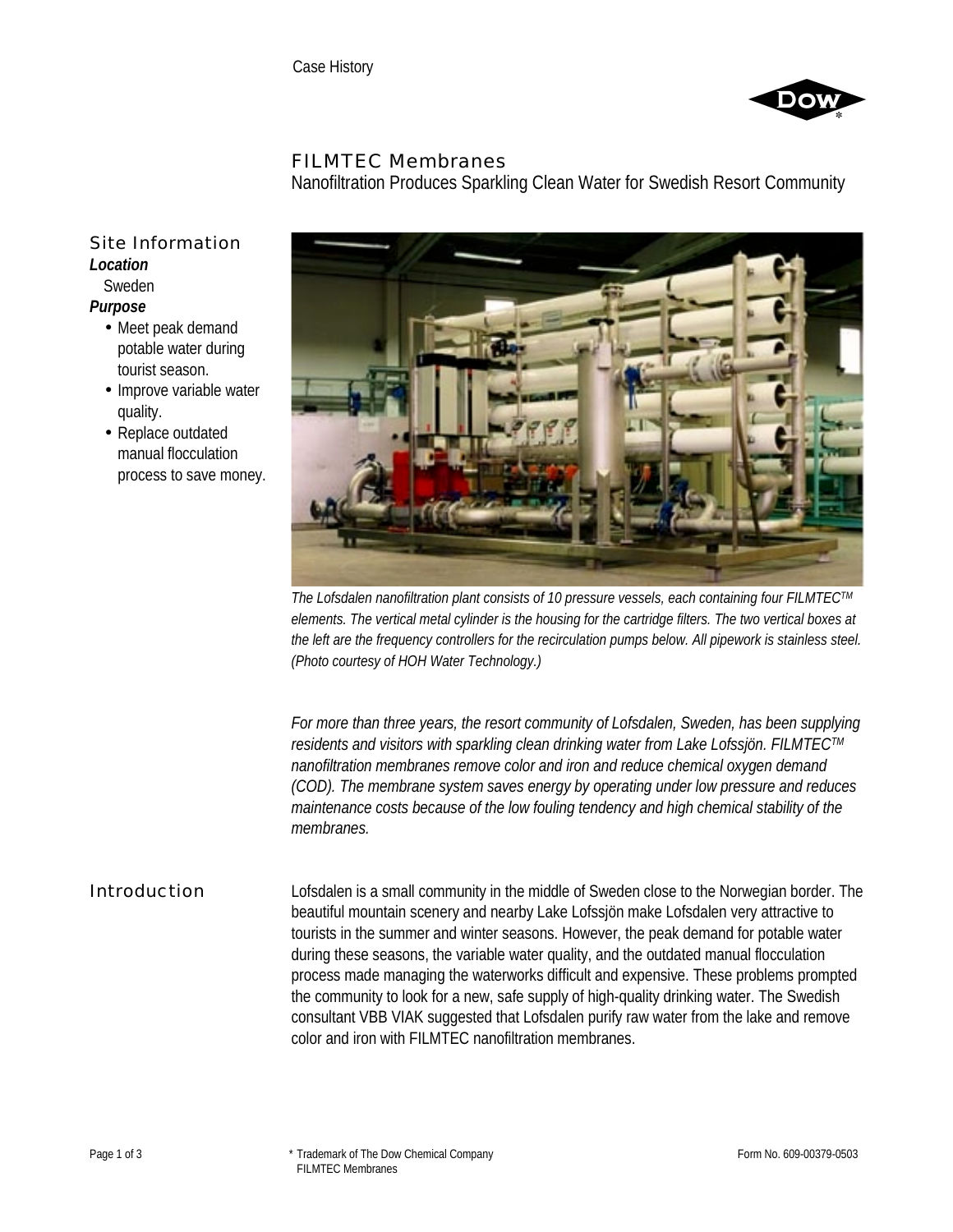Case History

# FILMTEC Membranes

## Nanofiltration Produces Sparkling Clean Water for Swedish Resort Community

### Site Information

***Location***

Sweden

***Purpose***

- Meet peak demand potable water during tourist season.
- Improve variable water quality.
- Replace outdated manual flocculation process to save money.

*The Lofsdalen nanofiltration plant consists of 10 pressure vessels, each containing four FILMTEC™ elements. The vertical metal cylinder is the housing for the cartridge filters. The two vertical boxes at the left are the frequency controllers for the recirculation pumps below. All pipework is stainless steel. (Photo courtesy of HOH Water Technology.)*

*For more than three years, the resort community of Lofsdalen, Sweden, has been supplying residents and visitors with sparkling clean drinking water from Lake Lofssjön. FILMTEC™ nanofiltration membranes remove color and iron and reduce chemical oxygen demand (COD). The membrane system saves energy by operating under low pressure and reduces maintenance costs because of the low fouling tendency and high chemical stability of the membranes.*

### Introduction

Lofsdalen is a small community in the middle of Sweden close to the Norwegian border. The beautiful mountain scenery and nearby Lake Lofssjön make Lofsdalen very attractive to tourists in the summer and winter seasons. However, the peak demand for potable water during these seasons, the variable water quality, and the outdated manual flocculation process made managing the waterworks difficult and expensive. These problems prompted the community to look for a new, safe supply of high-quality drinking water. The Swedish consultant VBB VIAK suggested that Lofsdalen purify raw water from the lake and remove color and iron with FILMTEC nanofiltration membranes.

\* Trademark of The Dow Chemical Company
FILMTEC Membranes

Form No. 609-00379-0503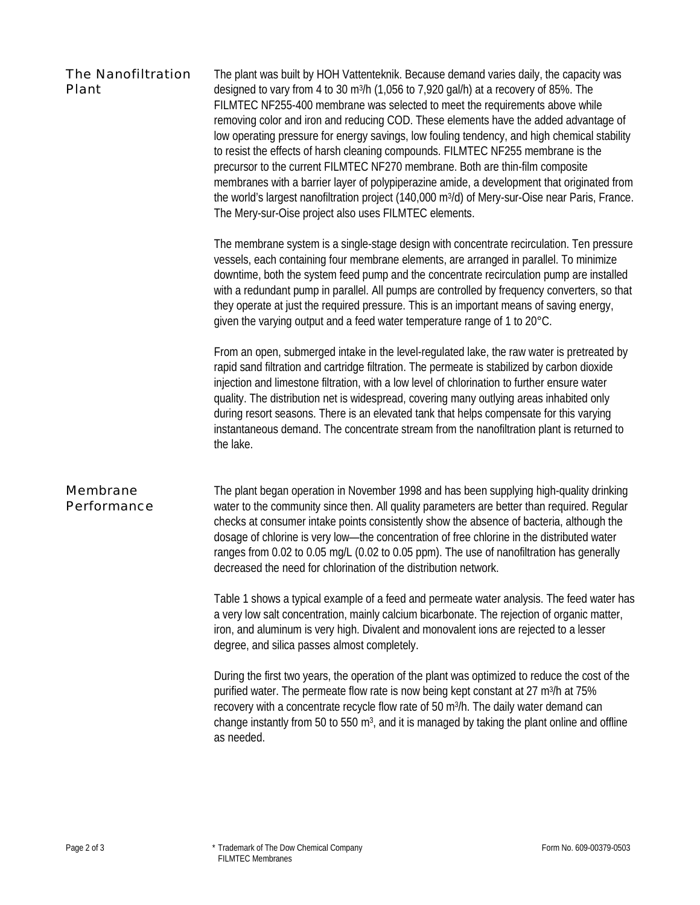## The Nanofiltration Plant

The plant was built by HOH Vattenteknik. Because demand varies daily, the capacity was designed to vary from 4 to 30 $m^3$/h (1,056 to 7,920 gal/h) at a recovery of 85%. The FILMTEC NF255-400 membrane was selected to meet the requirements above while removing color and iron and reducing COD. These elements have the added advantage of low operating pressure for energy savings, low fouling tendency, and high chemical stability to resist the effects of harsh cleaning compounds. FILMTEC NF255 membrane is the precursor to the current FILMTEC NF270 membrane. Both are thin-film composite membranes with a barrier layer of polypiperazine amide, a development that originated from the world's largest nanofiltration project (140,000 $m^3$/d) of Mery-sur-Oise near Paris, France. The Mery-sur-Oise project also uses FILMTEC elements.

The membrane system is a single-stage design with concentrate recirculation. Ten pressure vessels, each containing four membrane elements, are arranged in parallel. To minimize downtime, both the system feed pump and the concentrate recirculation pump are installed with a redundant pump in parallel. All pumps are controlled by frequency converters, so that they operate at just the required pressure. This is an important means of saving energy, given the varying output and a feed water temperature range of 1 to 20°C.

From an open, submerged intake in the level-regulated lake, the raw water is pretreated by rapid sand filtration and cartridge filtration. The permeate is stabilized by carbon dioxide injection and limestone filtration, with a low level of chlorination to further ensure water quality. The distribution net is widespread, covering many outlying areas inhabited only during resort seasons. There is an elevated tank that helps compensate for this varying instantaneous demand. The concentrate stream from the nanofiltration plant is returned to the lake.

## Membrane Performance

The plant began operation in November 1998 and has been supplying high-quality drinking water to the community since then. All quality parameters are better than required. Regular checks at consumer intake points consistently show the absence of bacteria, although the dosage of chlorine is very low—the concentration of free chlorine in the distributed water ranges from 0.02 to 0.05 mg/L (0.02 to 0.05 ppm). The use of nanofiltration has generally decreased the need for chlorination of the distribution network.

Table 1 shows a typical example of a feed and permeate water analysis. The feed water has a very low salt concentration, mainly calcium bicarbonate. The rejection of organic matter, iron, and aluminum is very high. Divalent and monovalent ions are rejected to a lesser degree, and silica passes almost completely.

During the first two years, the operation of the plant was optimized to reduce the cost of the purified water. The permeate flow rate is now being kept constant at 27 $m^3$/h at 75% recovery with a concentrate recycle flow rate of 50 $m^3$/h. The daily water demand can change instantly from 50 to 550 $m^3$, and it is managed by taking the plant online and offline as needed.

\* Trademark of The Dow Chemical Company
FILMTEC Membranes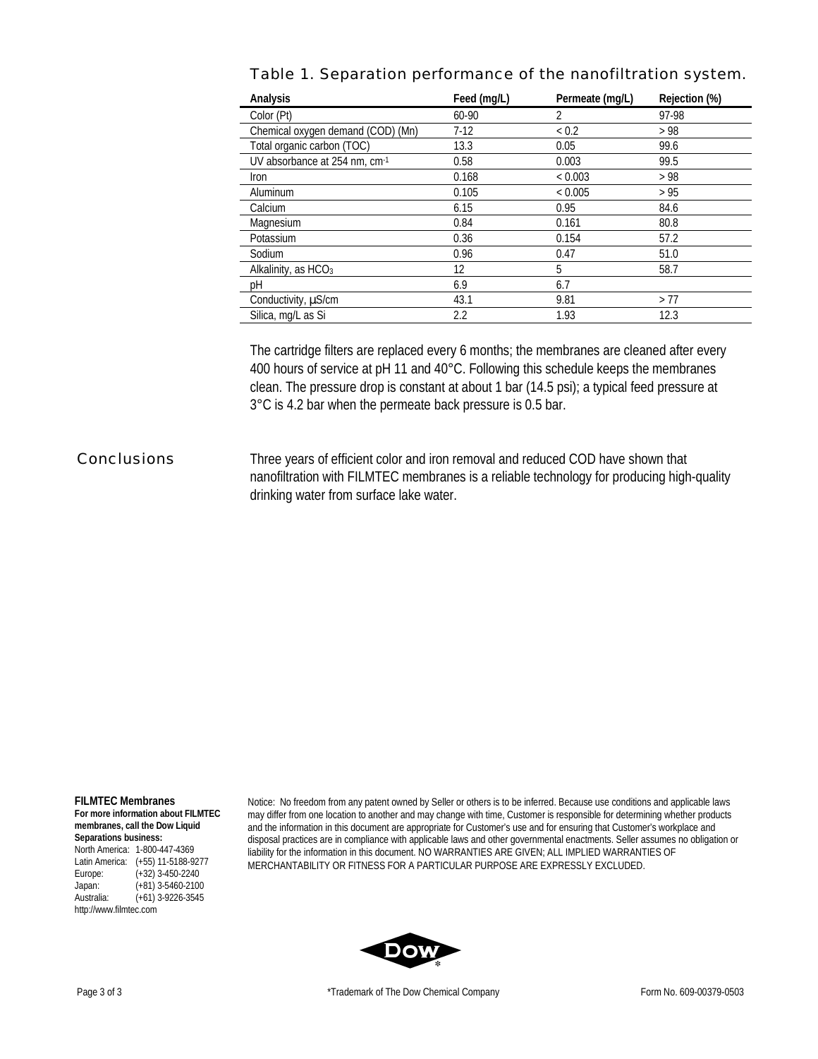### Table 1. Separation performance of the nanofiltration system.

| Analysis | Feed (mg/L) | Permeate (mg/L) | Rejection (%) |
|---|---|---|---|
| Color (Pt) | 60-90 | 2 | 97-98 |
| Chemical oxygen demand (COD) (Mn) | 7-12 | < 0.2 | > 98 |
| Total organic carbon (TOC) | 13.3 | 0.05 | 99.6 |
| UV absorbance at 254 nm, $cm^{-1}$ | 0.58 | 0.003 | 99.5 |
| Iron | 0.168 | < 0.003 | > 98 |
| Aluminum | 0.105 | < 0.005 | > 95 |
| Calcium | 6.15 | 0.95 | 84.6 |
| Magnesium | 0.84 | 0.161 | 80.8 |
| Potassium | 0.36 | 0.154 | 57.2 |
| Sodium | 0.96 | 0.47 | 51.0 |
| Alkalinity, as $HCO_3$ | 12 | 5 | 58.7 |
| pH | 6.9 | 6.7 | |
| Conductivity, µS/cm | 43.1 | 9.81 | > 77 |
| Silica, mg/L as Si | 2.2 | 1.93 | 12.3 |

The cartridge filters are replaced every 6 months; the membranes are cleaned after every 400 hours of service at pH 11 and 40°C. Following this schedule keeps the membranes clean. The pressure drop is constant at about 1 bar (14.5 psi); a typical feed pressure at 3°C is 4.2 bar when the permeate back pressure is 0.5 bar.

## Conclusions

Three years of efficient color and iron removal and reduced COD have shown that nanofiltration with FILMTEC membranes is a reliable technology for producing high-quality drinking water from surface lake water.

**FILMTEC Membranes**
**For more information about FILMTEC membranes, call the Dow Liquid Separations business:**
North America: 1-800-447-4369
Latin America: (+55) 11-5188-9277
Europe: (+32) 3-450-2240
Japan: (+81) 3-5460-2100
Australia: (+61) 3-9226-3545
http://www.filmtec.com

Notice: No freedom from any patent owned by Seller or others is to be inferred. Because use conditions and applicable laws may differ from one location to another and may change with time, Customer is responsible for determining whether products and the information in this document are appropriate for Customer's use and for ensuring that Customer's workplace and disposal practices are in compliance with applicable laws and other governmental enactments. Seller assumes no obligation or liability for the information in this document. NO WARRANTIES ARE GIVEN; ALL IMPLIED WARRANTIES OF MERCHANTABILITY OR FITNESS FOR A PARTICULAR PURPOSE ARE EXPRESSLY EXCLUDED.

DOW*

*Trademark of The Dow Chemical Company

Form No. 609-00379-0503